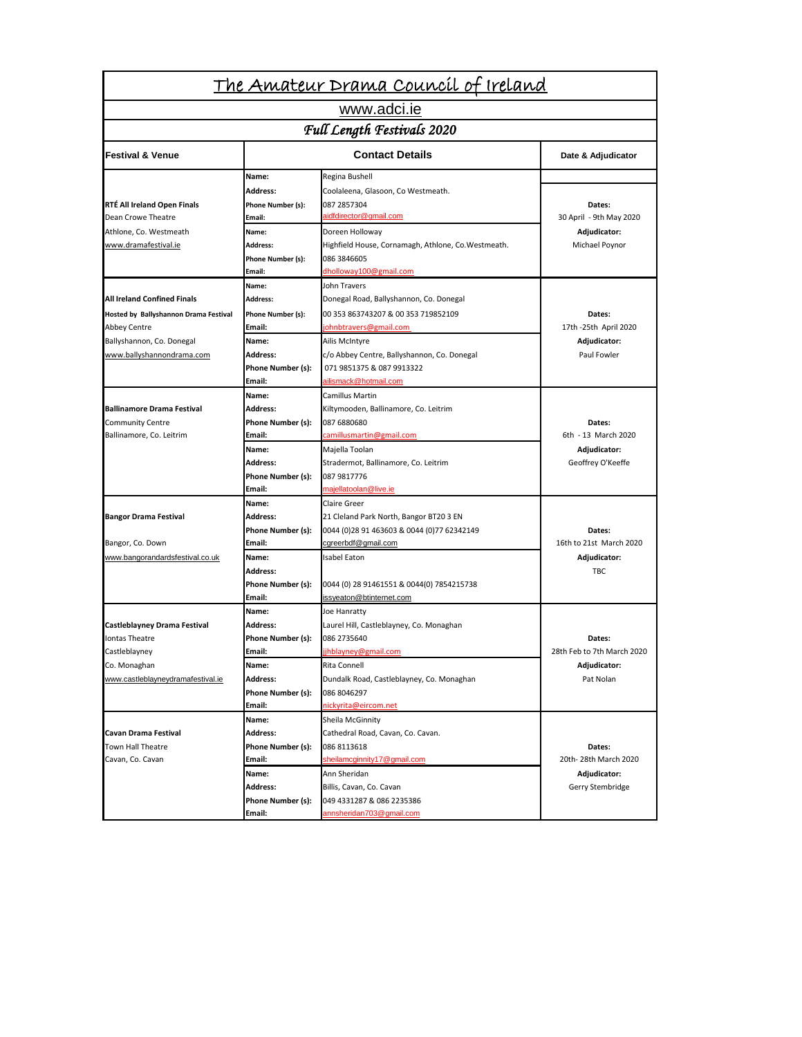# The Amateur Drama Council of Ireland

www.adci.ie

## *Full Length Festivals 2020*

| Festival & Venue | Contact Details | | Date & Adjudicator |
|---|---|---|---|
| **RTÉ All Ireland Open Finals**<br>Dean Crowe Theatre<br>Athlone, Co. Westmeath<br>www.dramafestival.ie | **Name:**<br>**Address:**<br>**Phone Number (s):**<br>**Email:**<br>**Name:**<br>**Address:**<br>**Phone Number (s):**<br>**Email:** | Regina Bushell<br>Coolaleena, Glasoon, Co Westmeath.<br>087 2857304<br>aidfdirector@gmail.com<br>Doreen Holloway<br>Highfield House, Cornamagh, Athlone, Co.Westmeath.<br>086 3846605<br>dholloway100@gmail.com | **Dates:**<br>30 April - 9th May 2020<br>**Adjudicator:**<br>Michael Poynor |
| **All Ireland Confined Finals**<br>**Hosted by Ballyshannon Drama Festival**<br>Abbey Centre<br>Ballyshannon, Co. Donegal<br>www.ballyshannondrama.com | **Name:**<br>**Address:**<br>**Phone Number (s):**<br>**Email:**<br>**Name:**<br>**Address:**<br>**Phone Number (s):**<br>**Email:** | John Travers<br>Donegal Road, Ballyshannon, Co. Donegal<br>00 353 863743207 & 00 353 719852109<br>johnbtravers@gmail.com<br>Ailis McIntyre<br>c/o Abbey Centre, Ballyshannon, Co. Donegal<br>071 9851375 & 087 9913322<br>ailismack@hotmail.com | **Dates:**<br>17th -25th April 2020<br>**Adjudicator:**<br>Paul Fowler |
| **Ballinamore Drama Festival**<br>Community Centre<br>Ballinamore, Co. Leitrim | **Name:**<br>**Address:**<br>**Phone Number (s):**<br>**Email:**<br>**Name:**<br>**Address:**<br>**Phone Number (s):**<br>**Email:** | Camillus Martin<br>Kiltymooden, Ballinamore, Co. Leitrim<br>087 6880680<br>camillusmartin@gmail.com<br>Majella Toolan<br>Stradermot, Ballinamore, Co. Leitrim<br>087 9817776<br>majellatoolan@live.ie | **Dates:**<br>6th - 13 March 2020<br>**Adjudicator:**<br>Geoffrey O'Keeffe |
| **Bangor Drama Festival**<br>Bangor, Co. Down<br>www.bangorandardsfestival.co.uk | **Name:**<br>**Address:**<br>**Phone Number (s):**<br>**Email:**<br>**Name:**<br>**Address:**<br>**Phone Number (s):**<br>**Email:** | Claire Greer<br>21 Cleland Park North, Bangor BT20 3 EN<br>0044 (0)28 91 463603 & 0044 (0)77 62342149<br>cgreerbdf@gmail.com<br>Isabel Eaton<br><br>0044 (0) 28 91461551 & 0044(0) 7854215738<br>issyeaton@btinternet.com | **Dates:**<br>16th to 21st March 2020<br>**Adjudicator:**<br>TBC |
| **Castleblayney Drama Festival**<br>Iontas Theatre<br>Castleblayney<br>Co. Monaghan<br>www.castleblayneydramafestival.ie | **Name:**<br>**Address:**<br>**Phone Number (s):**<br>**Email:**<br>**Name:**<br>**Address:**<br>**Phone Number (s):**<br>**Email:** | Joe Hanratty<br>Laurel Hill, Castleblayney, Co. Monaghan<br>086 2735640<br>jjhblayney@gmail.com<br>Rita Connell<br>Dundalk Road, Castleblayney, Co. Monaghan<br>086 8046297<br>nickyrita@eircom.net | **Dates:**<br>28th Feb to 7th March 2020<br>**Adjudicator:**<br>Pat Nolan |
| **Cavan Drama Festival**<br>Town Hall Theatre<br>Cavan, Co. Cavan | **Name:**<br>**Address:**<br>**Phone Number (s):**<br>**Email:**<br>**Name:**<br>**Address:**<br>**Phone Number (s):**<br>**Email:** | Sheila McGinnity<br>Cathedral Road, Cavan, Co. Cavan.<br>086 8113618<br>sheilamcginnity17@gmail.com<br>Ann Sheridan<br>Billis, Cavan, Co. Cavan<br>049 4331287 & 086 2235386<br>annsheridan703@gmail.com | **Dates:**<br>20th- 28th March 2020<br>**Adjudicator:**<br>Gerry Stembridge |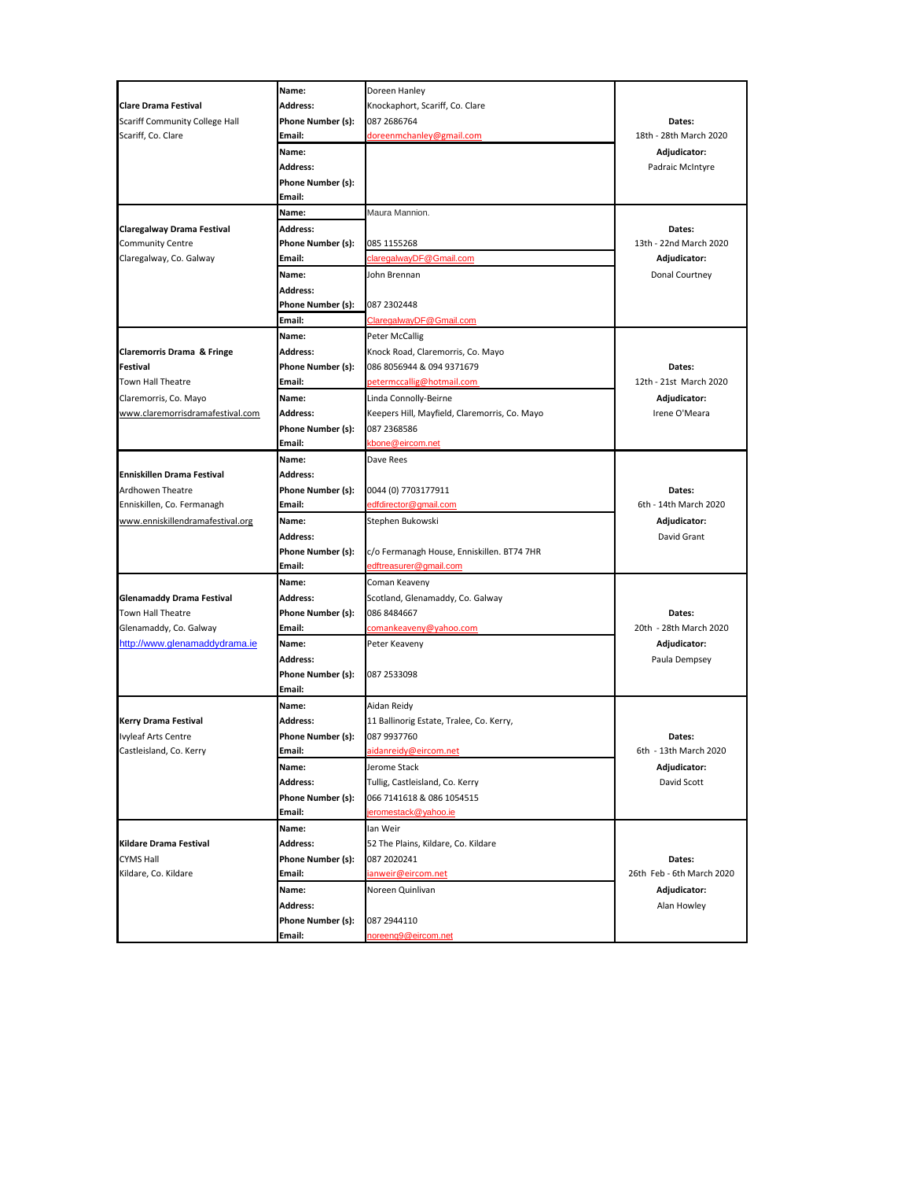| Festival | Field | Contact Details | Dates / Adjudicator |
|---|---|---|---|
| **Clare Drama Festival**<br>Scariff Community College Hall<br>Scariff, Co. Clare | **Name:** | Doreen Hanley | **Dates:**<br>18th - 28th March 2020<br>**Adjudicator:**<br>Padraic McIntyre |
| | **Address:** | Knockaphort, Scariff, Co. Clare | |
| | **Phone Number (s):** | 087 2686764 | |
| | **Email:** | doreenmchanley@gmail.com | |
| | **Name:** | | |
| | **Address:** | | |
| | **Phone Number (s):** | | |
| | **Email:** | | |
| **Claregalway Drama Festival**<br>Community Centre<br>Claregalway, Co. Galway | **Name:** | Maura Mannion. | **Dates:**<br>13th - 22nd March 2020<br>**Adjudicator:**<br>Donal Courtney |
| | **Address:** | | |
| | **Phone Number (s):** | 085 1155268 | |
| | **Email:** | claregalwayDF@Gmail.com | |
| | **Name:** | John Brennan | |
| | **Address:** | | |
| | **Phone Number (s):** | 087 2302448 | |
| | **Email:** | ClaregalwayDF@Gmail.com | |
| **Claremorris Drama & Fringe Festival**<br>Town Hall Theatre<br>Claremorris, Co. Mayo<br>www.claremorrisdramafestival.com | **Name:** | Peter McCallig | **Dates:**<br>12th - 21st March 2020<br>**Adjudicator:**<br>Irene O'Meara |
| | **Address:** | Knock Road, Claremorris, Co. Mayo | |
| | **Phone Number (s):** | 086 8056944 & 094 9371679 | |
| | **Email:** | petermccallig@hotmail.com | |
| | **Name:** | Linda Connolly-Beirne | |
| | **Address:** | Keepers Hill, Mayfield, Claremorris, Co. Mayo | |
| | **Phone Number (s):** | 087 2368586 | |
| | **Email:** | kbone@eircom.net | |
| **Enniskillen Drama Festival**<br>Ardhowen Theatre<br>Enniskillen, Co. Fermanagh<br>www.enniskillendramafestival.org | **Name:** | Dave Rees | **Dates:**<br>6th - 14th March 2020<br>**Adjudicator:**<br>David Grant |
| | **Address:** | | |
| | **Phone Number (s):** | 0044 (0) 7703177911 | |
| | **Email:** | edfdirector@gmail.com | |
| | **Name:** | Stephen Bukowski | |
| | **Address:** | | |
| | **Phone Number (s):** | c/o Fermanagh House, Enniskillen. BT74 7HR | |
| | **Email:** | edftreasurer@gmail.com | |
| **Glenamaddy Drama Festival**<br>Town Hall Theatre<br>Glenamaddy, Co. Galway<br>http://www.glenamaddydrama.ie | **Name:** | Coman Keaveny | **Dates:**<br>20th - 28th March 2020<br>**Adjudicator:**<br>Paula Dempsey |
| | **Address:** | Scotland, Glenamaddy, Co. Galway | |
| | **Phone Number (s):** | 086 8484667 | |
| | **Email:** | comankeaveny@yahoo.com | |
| | **Name:** | Peter Keaveny | |
| | **Address:** | | |
| | **Phone Number (s):** | 087 2533098 | |
| | **Email:** | | |
| **Kerry Drama Festival**<br>Ivyleaf Arts Centre<br>Castleisland, Co. Kerry | **Name:** | Aidan Reidy | **Dates:**<br>6th - 13th March 2020<br>**Adjudicator:**<br>David Scott |
| | **Address:** | 11 Ballinorig Estate, Tralee, Co. Kerry, | |
| | **Phone Number (s):** | 087 9937760 | |
| | **Email:** | aidanreidy@eircom.net | |
| | **Name:** | Jerome Stack | |
| | **Address:** | Tullig, Castleisland, Co. Kerry | |
| | **Phone Number (s):** | 066 7141618 & 086 1054515 | |
| | **Email:** | jeromestack@yahoo.ie | |
| **Kildare Drama Festival**<br>CYMS Hall<br>Kildare, Co. Kildare | **Name:** | Ian Weir | **Dates:**<br>26th Feb - 6th March 2020<br>**Adjudicator:**<br>Alan Howley |
| | **Address:** | 52 The Plains, Kildare, Co. Kildare | |
| | **Phone Number (s):** | 087 2020241 | |
| | **Email:** | ianweir@eircom.net | |
| | **Name:** | Noreen Quinlivan | |
| | **Address:** | | |
| | **Phone Number (s):** | 087 2944110 | |
| | **Email:** | noreenq9@eircom.net | |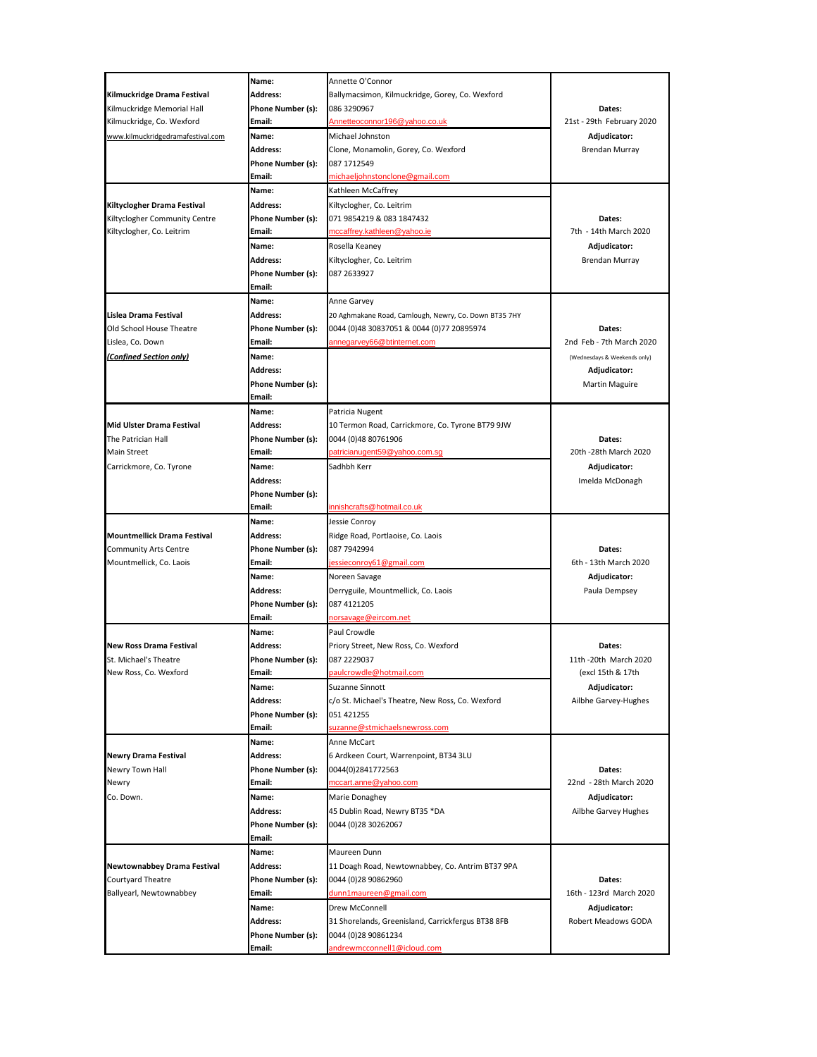| Festival | Field | Contact Details | Dates / Adjudicator |
|---|---|---|---|
| **Kilmuckridge Drama Festival**<br>Kilmuckridge Memorial Hall<br>Kilmuckridge, Co. Wexford<br>www.kilmuckridgedramafestival.com | **Name:** | Annette O'Connor | **Dates:**<br>21st - 29th February 2020<br>**Adjudicator:**<br>Brendan Murray |
| | **Address:** | Ballymacsimon, Kilmuckridge, Gorey, Co. Wexford | |
| | **Phone Number (s):** | 086 3290967 | |
| | **Email:** | Annetteoconnor196@yahoo.co.uk | |
| | **Name:** | Michael Johnston | |
| | **Address:** | Clone, Monamolin, Gorey, Co. Wexford | |
| | **Phone Number (s):** | 087 1712549 | |
| | **Email:** | michaeljohnstonclone@gmail.com | |
| **Kiltyclogher Drama Festival**<br>Kiltyclogher Community Centre<br>Kiltyclogher, Co. Leitrim | **Name:** | Kathleen McCaffrey | **Dates:**<br>7th - 14th March 2020<br>**Adjudicator:**<br>Brendan Murray |
| | **Address:** | Kiltyclogher, Co. Leitrim | |
| | **Phone Number (s):** | 071 9854219 & 083 1847432 | |
| | **Email:** | mccaffrey.kathleen@yahoo.ie | |
| | **Name:** | Rosella Keaney | |
| | **Address:** | Kiltyclogher, Co. Leitrim | |
| | **Phone Number (s):** | 087 2633927 | |
| | **Email:** | | |
| **Lislea Drama Festival**<br>Old School House Theatre<br>Lislea, Co. Down<br>***(Confined Section only)*** | **Name:** | Anne Garvey | **Dates:**<br>2nd Feb - 7th March 2020<br>(Wednesdays & Weekends only)<br>**Adjudicator:**<br>Martin Maguire |
| | **Address:** | 20 Aghmakane Road, Camlough, Newry, Co. Down BT35 7HY | |
| | **Phone Number (s):** | 0044 (0)48 30837051 & 0044 (0)77 20895974 | |
| | **Email:** | annegarvey66@btinternet.com | |
| | **Name:** | | |
| | **Address:** | | |
| | **Phone Number (s):** | | |
| | **Email:** | | |
| **Mid Ulster Drama Festival**<br>The Patrician Hall<br>Main Street<br>Carrickmore, Co. Tyrone | **Name:** | Patricia Nugent | **Dates:**<br>20th -28th March 2020<br>**Adjudicator:**<br>Imelda McDonagh |
| | **Address:** | 10 Termon Road, Carrickmore, Co. Tyrone BT79 9JW | |
| | **Phone Number (s):** | 0044 (0)48 80761906 | |
| | **Email:** | patricianugent59@yahoo.com.sg | |
| | **Name:** | Sadhbh Kerr | |
| | **Address:** | | |
| | **Phone Number (s):** | | |
| | **Email:** | innishcrafts@hotmail.co.uk | |
| **Mountmellick Drama Festival**<br>Community Arts Centre<br>Mountmellick, Co. Laois | **Name:** | Jessie Conroy | **Dates:**<br>6th - 13th March 2020<br>**Adjudicator:**<br>Paula Dempsey |
| | **Address:** | Ridge Road, Portlaoise, Co. Laois | |
| | **Phone Number (s):** | 087 7942994 | |
| | **Email:** | jessieconroy61@gmail.com | |
| | **Name:** | Noreen Savage | |
| | **Address:** | Derryguile, Mountmellick, Co. Laois | |
| | **Phone Number (s):** | 087 4121205 | |
| | **Email:** | norsavage@eircom.net | |
| **New Ross Drama Festival**<br>St. Michael's Theatre<br>New Ross, Co. Wexford | **Name:** | Paul Crowdle | **Dates:**<br>11th -20th March 2020<br>(excl 15th & 17th<br>**Adjudicator:**<br>Ailbhe Garvey-Hughes |
| | **Address:** | Priory Street, New Ross, Co. Wexford | |
| | **Phone Number (s):** | 087 2229037 | |
| | **Email:** | paulcrowdle@hotmail.com | |
| | **Name:** | Suzanne Sinnott | |
| | **Address:** | c/o St. Michael's Theatre, New Ross, Co. Wexford | |
| | **Phone Number (s):** | 051 421255 | |
| | **Email:** | suzanne@stmichaelsnewross.com | |
| **Newry Drama Festival**<br>Newry Town Hall<br>Newry<br>Co. Down. | **Name:** | Anne McCart | **Dates:**<br>22nd - 28th March 2020<br>**Adjudicator:**<br>Ailbhe Garvey Hughes |
| | **Address:** | 6 Ardkeen Court, Warrenpoint, BT34 3LU | |
| | **Phone Number (s):** | 0044(0)2841772563 | |
| | **Email:** | mccart.anne@yahoo.com | |
| | **Name:** | Marie Donaghey | |
| | **Address:** | 45 Dublin Road, Newry BT35 *DA | |
| | **Phone Number (s):** | 0044 (0)28 30262067 | |
| | **Email:** | | |
| **Newtownabbey Drama Festival**<br>Courtyard Theatre<br>Ballyearl, Newtownabbey | **Name:** | Maureen Dunn | **Dates:**<br>16th - 123rd March 2020<br>**Adjudicator:**<br>Robert Meadows GODA |
| | **Address:** | 11 Doagh Road, Newtownabbey, Co. Antrim BT37 9PA | |
| | **Phone Number (s):** | 0044 (0)28 90862960 | |
| | **Email:** | dunn1maureen@gmail.com | |
| | **Name:** | Drew McConnell | |
| | **Address:** | 31 Shorelands, Greenisland, Carrickfergus BT38 8FB | |
| | **Phone Number (s):** | 0044 (0)28 90861234 | |
| | **Email:** | andrewmcconnell1@icloud.com | |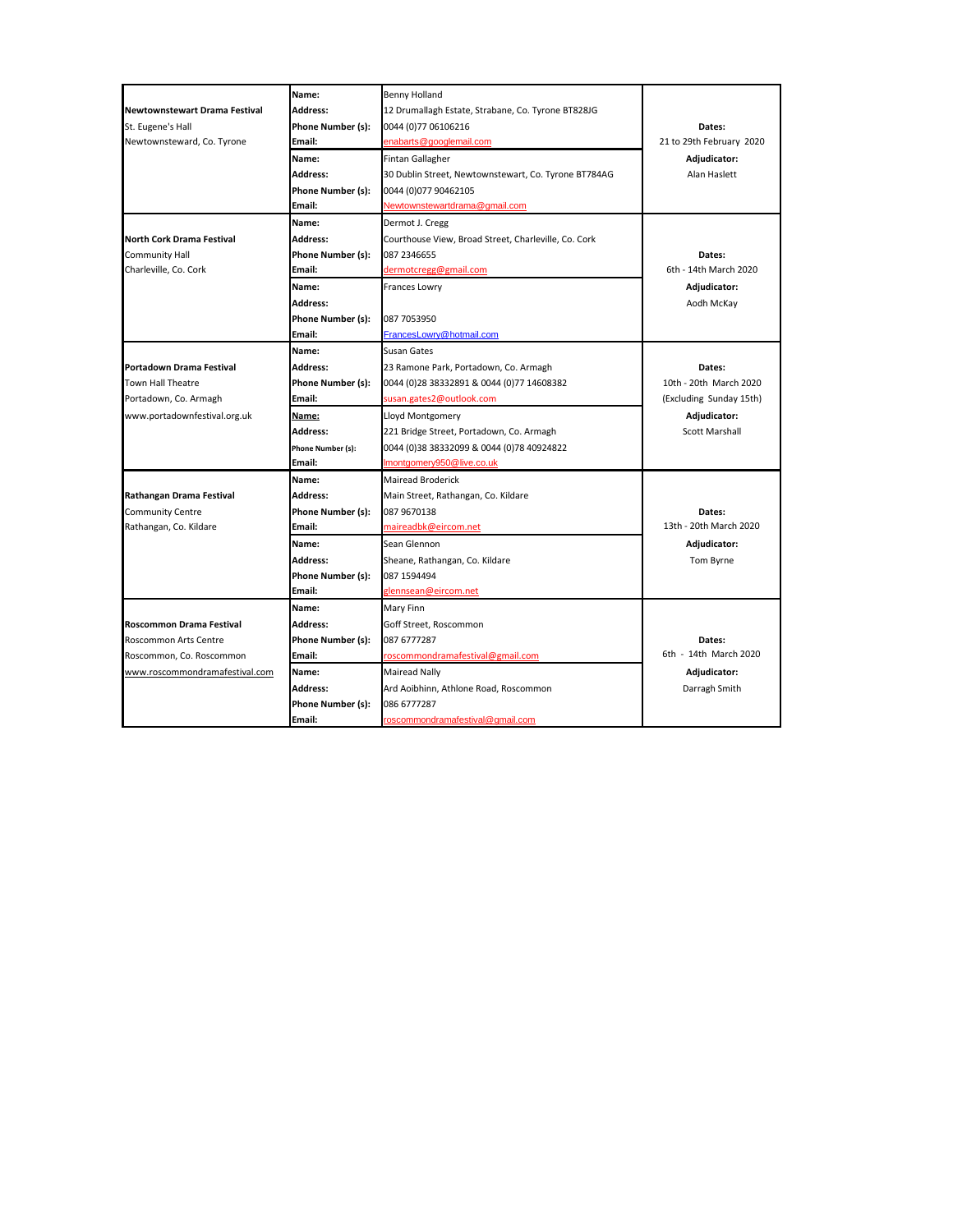| Festival | Field | Contact Details | Dates / Adjudicator |
|---|---|---|---|
| **Newtownstewart Drama Festival** | **Name:** | Benny Holland | |
| St. Eugene's Hall | **Address:** | 12 Drumallagh Estate, Strabane, Co. Tyrone BT828JG | |
| Newtownsteward, Co. Tyrone | **Phone Number (s):** | 0044 (0)77 06106216 | **Dates:** |
| | **Email:** | enabarts@googlemail.com | 21 to 29th February 2020 |
| | **Name:** | Fintan Gallagher | **Adjudicator:** |
| | **Address:** | 30 Dublin Street, Newtownstewart, Co. Tyrone BT784AG | Alan Haslett |
| | **Phone Number (s):** | 0044 (0)077 90462105 | |
| | **Email:** | Newtownstewartdrama@gmail.com | |
| **North Cork Drama Festival** | **Name:** | Dermot J. Cregg | |
| Community Hall | **Address:** | Courthouse View, Broad Street, Charleville, Co. Cork | |
| Charleville, Co. Cork | **Phone Number (s):** | 087 2346655 | **Dates:** |
| | **Email:** | dermotcregg@gmail.com | 6th - 14th March 2020 |
| | **Name:** | Frances Lowry | **Adjudicator:** |
| | **Address:** | | Aodh McKay |
| | **Phone Number (s):** | 087 7053950 | |
| | **Email:** | FrancesLowry@hotmail.com | |
| **Portadown Drama Festival** | **Name:** | Susan Gates | |
| Town Hall Theatre | **Address:** | 23 Ramone Park, Portadown, Co. Armagh | **Dates:** |
| Portadown, Co. Armagh | **Phone Number (s):** | 0044 (0)28 38332891 & 0044 (0)77 14608382 | 10th - 20th March 2020 |
| www.portadownfestival.org.uk | **Email:** | susan.gates2@outlook.com | (Excluding Sunday 15th) |
| | **Name:** | Lloyd Montgomery | **Adjudicator:** |
| | **Address:** | 221 Bridge Street, Portadown, Co. Armagh | Scott Marshall |
| | **Phone Number (s):** | 0044 (0)38 38332099 & 0044 (0)78 40924822 | |
| | **Email:** | lmontgomery950@live.co.uk | |
| **Rathangan Drama Festival** | **Name:** | Mairead Broderick | |
| Community Centre | **Address:** | Main Street, Rathangan, Co. Kildare | |
| Rathangan, Co. Kildare | **Phone Number (s):** | 087 9670138 | **Dates:** |
| | **Email:** | maireadbk@eircom.net | 13th - 20th March 2020 |
| | **Name:** | Sean Glennon | **Adjudicator:** |
| | **Address:** | Sheane, Rathangan, Co. Kildare | Tom Byrne |
| | **Phone Number (s):** | 087 1594494 | |
| | **Email:** | glennsean@eircom.net | |
| **Roscommon Drama Festival** | **Name:** | Mary Finn | |
| Roscommon Arts Centre | **Address:** | Goff Street, Roscommon | |
| Roscommon, Co. Roscommon | **Phone Number (s):** | 087 6777287 | **Dates:** |
| www.roscommondramafestival.com | **Email:** | roscommondramafestival@gmail.com | 6th - 14th March 2020 |
| | **Name:** | Mairead Nally | **Adjudicator:** |
| | **Address:** | Ard Aoibhinn, Athlone Road, Roscommon | Darragh Smith |
| | **Phone Number (s):** | 086 6777287 | |
| | **Email:** | roscommondramafestival@gmail.com | |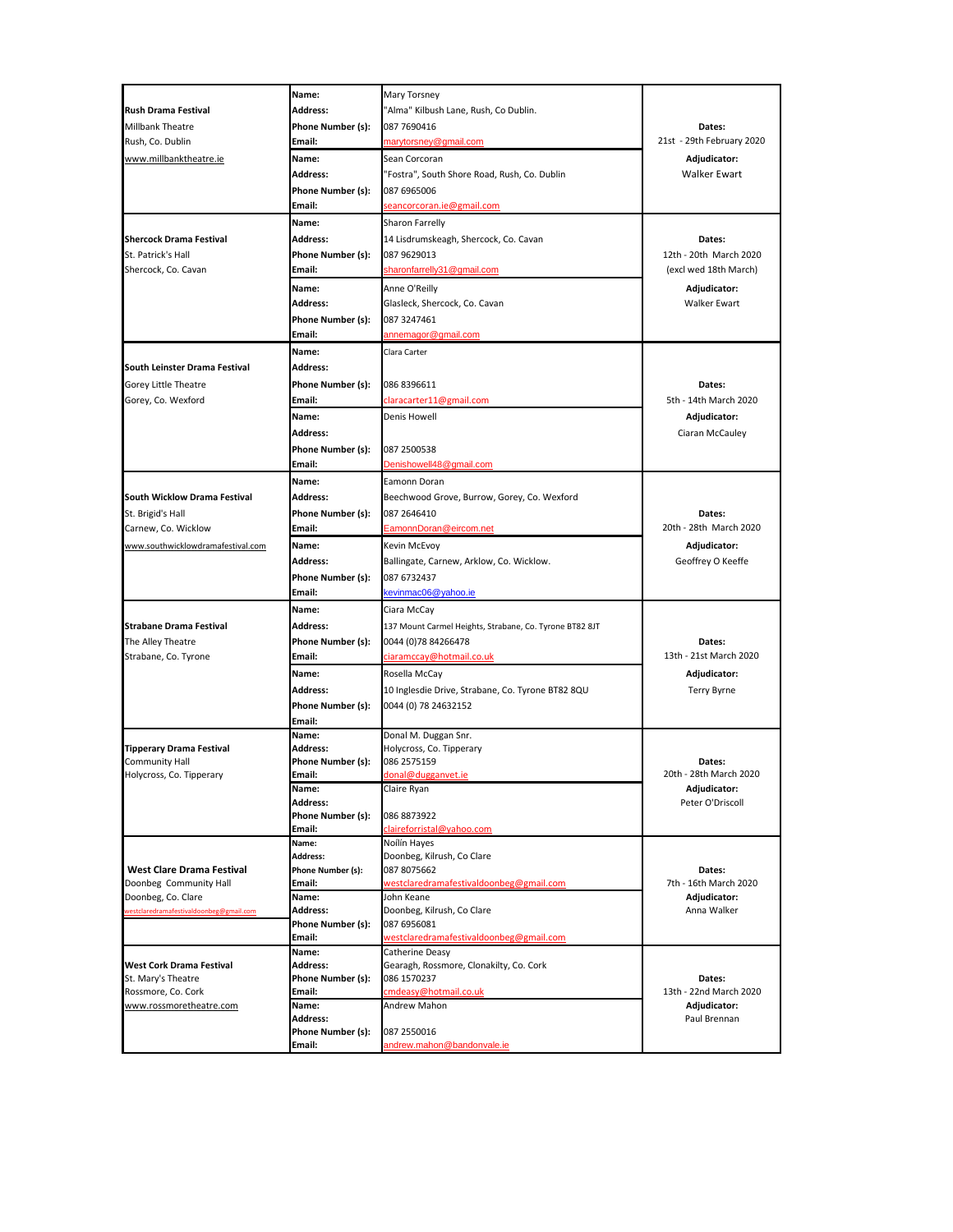| Festival | | Contact | Dates / Adjudicator |
|---|---|---|---|
| **Rush Drama Festival**<br>Millbank Theatre<br>Rush, Co. Dublin<br>www.millbanktheatre.ie | **Name:**<br>**Address:**<br>**Phone Number (s):**<br>**Email:** | Mary Torsney<br>"Alma" Kilbush Lane, Rush, Co Dublin.<br>087 7690416<br>marytorsney@gmail.com | **Dates:**<br>21st - 29th February 2020<br>**Adjudicator:**<br>Walker Ewart |
| | **Name:**<br>**Address:**<br>**Phone Number (s):**<br>**Email:** | Sean Corcoran<br>"Fostra", South Shore Road, Rush, Co. Dublin<br>087 6965006<br>seancorcoran.ie@gmail.com | |
| **Shercock Drama Festival**<br>St. Patrick's Hall<br>Shercock, Co. Cavan | **Name:**<br>**Address:**<br>**Phone Number (s):**<br>**Email:** | Sharon Farrelly<br>14 Lisdrumskeagh, Shercock, Co. Cavan<br>087 9629013<br>sharonfarrelly31@gmail.com | **Dates:**<br>12th - 20th March 2020<br>(excl wed 18th March)<br>**Adjudicator:**<br>Walker Ewart |
| | **Name:**<br>**Address:**<br>**Phone Number (s):**<br>**Email:** | Anne O'Reilly<br>Glasleck, Shercock, Co. Cavan<br>087 3247461<br>annemagor@gmail.com | |
| **South Leinster Drama Festival**<br>Gorey Little Theatre<br>Gorey, Co. Wexford | **Name:**<br>**Address:**<br>**Phone Number (s):**<br>**Email:** | Clara Carter<br><br>086 8396611<br>claracarter11@gmail.com | **Dates:**<br>5th - 14th March 2020<br>**Adjudicator:**<br>Ciaran McCauley |
| | **Name:**<br>**Address:**<br>**Phone Number (s):**<br>**Email:** | Denis Howell<br><br>087 2500538<br>Denishowell48@gmail.com | |
| **South Wicklow Drama Festival**<br>St. Brigid's Hall<br>Carnew, Co. Wicklow<br>www.southwicklowdramafestival.com | **Name:**<br>**Address:**<br>**Phone Number (s):**<br>**Email:** | Eamonn Doran<br>Beechwood Grove, Burrow, Gorey, Co. Wexford<br>087 2646410<br>EamonnDoran@eircom.net | **Dates:**<br>20th - 28th March 2020<br>**Adjudicator:**<br>Geoffrey O Keeffe |
| | **Name:**<br>**Address:**<br>**Phone Number (s):**<br>**Email:** | Kevin McEvoy<br>Ballingate, Carnew, Arklow, Co. Wicklow.<br>087 6732437<br>kevinmac06@yahoo.ie | |
| **Strabane Drama Festival**<br>The Alley Theatre<br>Strabane, Co. Tyrone | **Name:**<br>**Address:**<br>**Phone Number (s):**<br>**Email:** | Ciara McCay<br>137 Mount Carmel Heights, Strabane, Co. Tyrone BT82 8JT<br>0044 (0)78 84266478<br>ciaramccay@hotmail.co.uk | **Dates:**<br>13th - 21st March 2020<br>**Adjudicator:**<br>Terry Byrne |
| | **Name:**<br>**Address:**<br>**Phone Number (s):**<br>**Email:** | Rosella McCay<br>10 Inglesdie Drive, Strabane, Co. Tyrone BT82 8QU<br>0044 (0) 78 24632152<br> | |
| **Tipperary Drama Festival**<br>Community Hall<br>Holycross, Co. Tipperary | **Name:**<br>**Address:**<br>**Phone Number (s):**<br>**Email:** | Donal M. Duggan Snr.<br>Holycross, Co. Tipperary<br>086 2575159<br>donal@dugganvet.ie | **Dates:**<br>20th - 28th March 2020<br>**Adjudicator:**<br>Peter O'Driscoll |
| | **Name:**<br>**Address:**<br>**Phone Number (s):**<br>**Email:** | Claire Ryan<br><br>086 8873922<br>claireforristal@yahoo.com | |
| **West Clare Drama Festival**<br>Doonbeg Community Hall<br>Doonbeg, Co. Clare<br>westclaredramafestivaldoonbeg@gmail.com | **Name:**<br>**Address:**<br>**Phone Number (s):**<br>**Email:** | Noilin Hayes<br>Doonbeg, Kilrush, Co Clare<br>087 8075662<br>westclaredramafestivaldoonbeg@gmail.com | **Dates:**<br>7th - 16th March 2020<br>**Adjudicator:**<br>Anna Walker |
| | **Name:**<br>**Address:**<br>**Phone Number (s):**<br>**Email:** | John Keane<br>Doonbeg, Kilrush, Co Clare<br>087 6956081<br>westclaredramafestivaldoonbeg@gmail.com | |
| **West Cork Drama Festival**<br>St. Mary's Theatre<br>Rossmore, Co. Cork<br>www.rossmoretheatre.com | **Name:**<br>**Address:**<br>**Phone Number (s):**<br>**Email:** | Catherine Deasy<br>Gearagh, Rossmore, Clonakilty, Co. Cork<br>086 1570237<br>cmdeasy@hotmail.co.uk | **Dates:**<br>13th - 22nd March 2020<br>**Adjudicator:**<br>Paul Brennan |
| | **Name:**<br>**Address:**<br>**Phone Number (s):**<br>**Email:** | Andrew Mahon<br><br>087 2550016<br>andrew.mahon@bandonvale.ie | |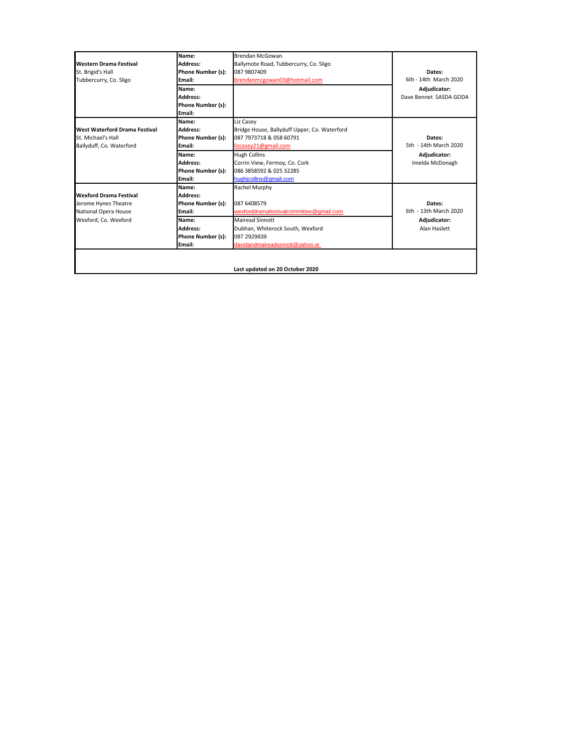| | | | |
|---|---|---|---|
| **Western Drama Festival**<br>St. Brigid's Hall<br>Tubbercurry, Co. Sligo | **Name:** | Brendan McGowan | **Dates:**<br>6th - 14th March 2020<br>**Adjudicator:**<br>Dave Bennet SASDA GODA |
| | **Address:** | Ballymote Road, Tubbercurry, Co. Sligo | |
| | **Phone Number (s):** | 087 9807409 | |
| | **Email:** | brendanmcgowan03@hotmail.com | |
| | **Name:** | | |
| | **Address:** | | |
| | **Phone Number (s):** | | |
| | **Email:** | | |
| **West Waterford Drama Festival**<br>St. Michael's Hall<br>Ballyduff, Co. Waterford | **Name:** | Liz Casey | **Dates:**<br>5th - 14th March 2020<br>**Adjudicator:**<br>Imelda McDonagh |
| | **Address:** | Bridge House, Ballyduff Upper, Co. Waterford | |
| | **Phone Number (s):** | 087 7973718 & 058 60791 | |
| | **Email:** | lizcasey21@gmail.com | |
| | **Name:** | Hugh Collins | |
| | **Address:** | Corrin View, Fermoy, Co. Cork | |
| | **Phone Number (s):** | 086 3858592 & 025 32285 | |
| | **Email:** | hughjcollins@gmail.com | |
| **Wexford Drama Festival**<br>Jerome Hynes Theatre<br>National Opera House<br>Wexford, Co. Wexford | **Name:** | Rachel Murphy | **Dates:**<br>6th - 13th March 2020<br>**Adjudicator:**<br>Alan Haslett |
| | **Address:** | | |
| | **Phone Number (s):** | 087 6408579 | |
| | **Email:** | wexforddramafestivalcommittee@gmail.com | |
| | **Name:** | Mairead Sinnott | |
| | **Address:** | Dubhan, Whiterock South, Wexford | |
| | **Phone Number (s):** | 087 2929839 | |
| | **Email:** | davidandmaireadsinnott@yahoo.ie | |

**Last updated on 20 October 2020**